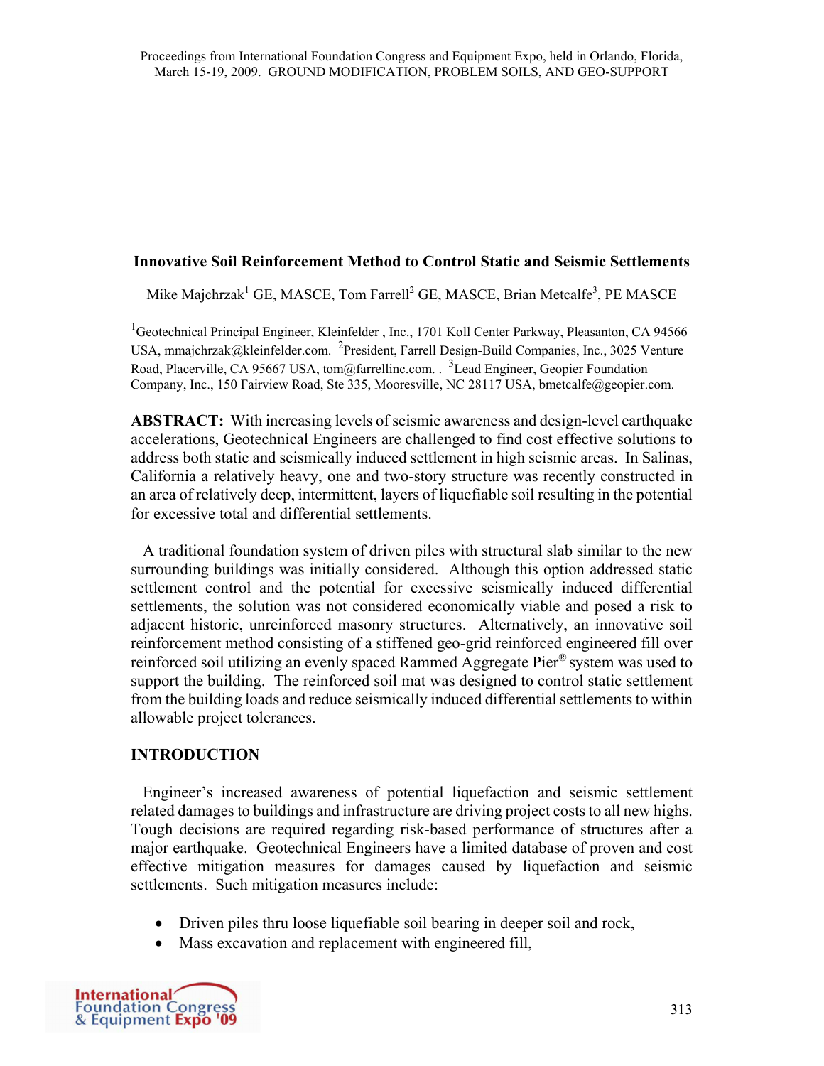# Innovative Soil Reinforcement Method to Control Static and Seismic Settlements

Mike Majchrzak[1] GE, MASCE, Tom Farrell[2] GE, MASCE, Brian Metcalfe[3], PE MASCE

[1]Geotechnical Principal Engineer, Kleinfelder , Inc., 1701 Koll Center Parkway, Pleasanton, CA 94566 USA, mmajchrzak@kleinfelder.com. [2]President, Farrell Design-Build Companies, Inc., 3025 Venture Road, Placerville, CA 95667 USA, tom@farrellinc.com. . [3]Lead Engineer, Geopier Foundation Company, Inc., 150 Fairview Road, Ste 335, Mooresville, NC 28117 USA, bmetcalfe@geopier.com.

**ABSTRACT:** With increasing levels of seismic awareness and design-level earthquake accelerations, Geotechnical Engineers are challenged to find cost effective solutions to address both static and seismically induced settlement in high seismic areas. In Salinas, California a relatively heavy, one and two-story structure was recently constructed in an area of relatively deep, intermittent, layers of liquefiable soil resulting in the potential for excessive total and differential settlements.

A traditional foundation system of driven piles with structural slab similar to the new surrounding buildings was initially considered. Although this option addressed static settlement control and the potential for excessive seismically induced differential settlements, the solution was not considered economically viable and posed a risk to adjacent historic, unreinforced masonry structures. Alternatively, an innovative soil reinforcement method consisting of a stiffened geo-grid reinforced engineered fill over reinforced soil utilizing an evenly spaced Rammed Aggregate Pier® system was used to support the building. The reinforced soil mat was designed to control static settlement from the building loads and reduce seismically induced differential settlements to within allowable project tolerances.

## INTRODUCTION

Engineer's increased awareness of potential liquefaction and seismic settlement related damages to buildings and infrastructure are driving project costs to all new highs. Tough decisions are required regarding risk-based performance of structures after a major earthquake. Geotechnical Engineers have a limited database of proven and cost effective mitigation measures for damages caused by liquefaction and seismic settlements. Such mitigation measures include:

- Driven piles thru loose liquefiable soil bearing in deeper soil and rock,
- Mass excavation and replacement with engineered fill,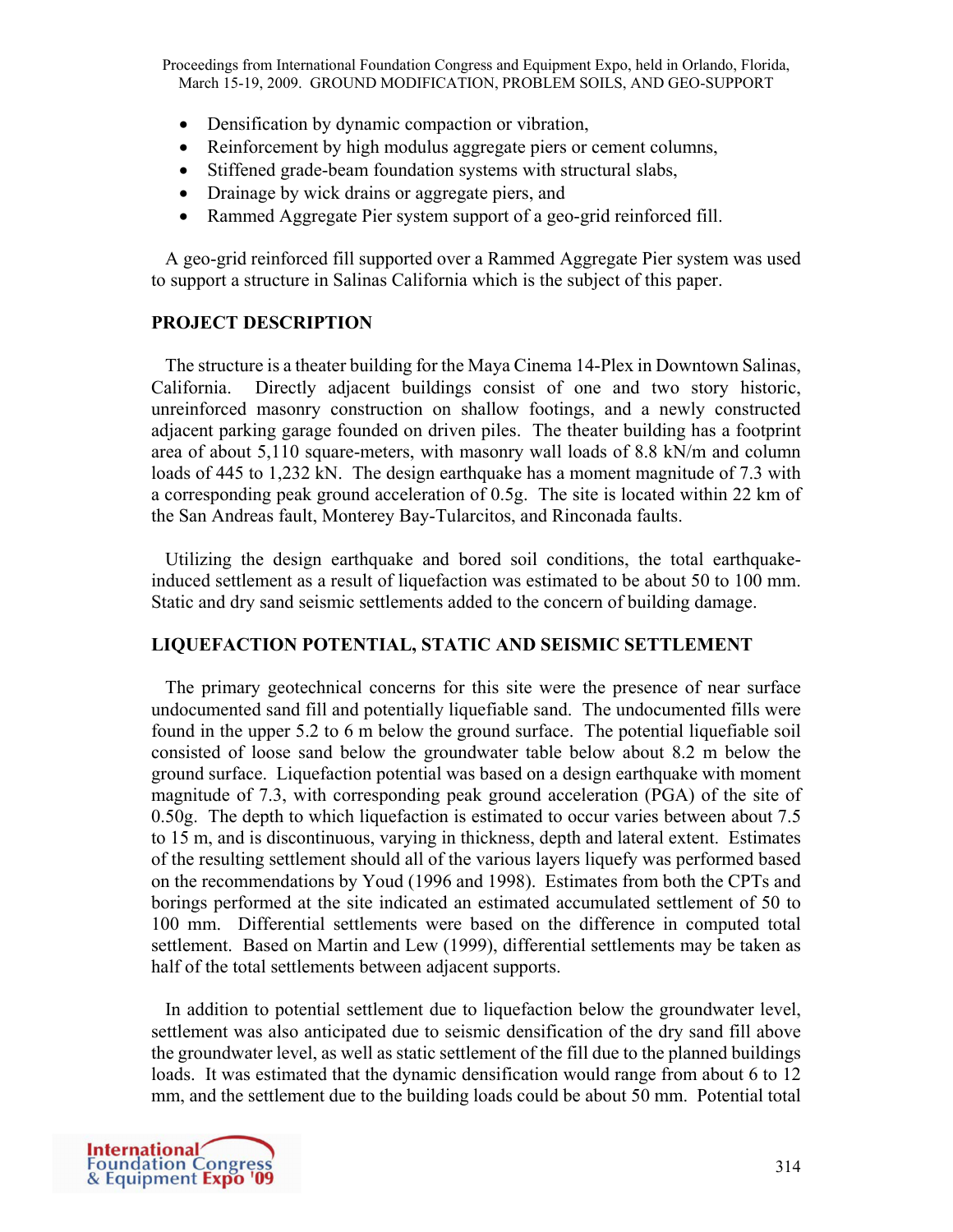- Densification by dynamic compaction or vibration,
- Reinforcement by high modulus aggregate piers or cement columns,
- Stiffened grade-beam foundation systems with structural slabs,
- Drainage by wick drains or aggregate piers, and
- Rammed Aggregate Pier system support of a geo-grid reinforced fill.

A geo-grid reinforced fill supported over a Rammed Aggregate Pier system was used to support a structure in Salinas California which is the subject of this paper.

## PROJECT DESCRIPTION

The structure is a theater building for the Maya Cinema 14-Plex in Downtown Salinas, California. Directly adjacent buildings consist of one and two story historic, unreinforced masonry construction on shallow footings, and a newly constructed adjacent parking garage founded on driven piles. The theater building has a footprint area of about 5,110 square-meters, with masonry wall loads of 8.8 kN/m and column loads of 445 to 1,232 kN. The design earthquake has a moment magnitude of 7.3 with a corresponding peak ground acceleration of 0.5g. The site is located within 22 km of the San Andreas fault, Monterey Bay-Tularcitos, and Rinconada faults.

Utilizing the design earthquake and bored soil conditions, the total earthquake-induced settlement as a result of liquefaction was estimated to be about 50 to 100 mm. Static and dry sand seismic settlements added to the concern of building damage.

## LIQUEFACTION POTENTIAL, STATIC AND SEISMIC SETTLEMENT

The primary geotechnical concerns for this site were the presence of near surface undocumented sand fill and potentially liquefiable sand. The undocumented fills were found in the upper 5.2 to 6 m below the ground surface. The potential liquefiable soil consisted of loose sand below the groundwater table below about 8.2 m below the ground surface. Liquefaction potential was based on a design earthquake with moment magnitude of 7.3, with corresponding peak ground acceleration (PGA) of the site of 0.50g. The depth to which liquefaction is estimated to occur varies between about 7.5 to 15 m, and is discontinuous, varying in thickness, depth and lateral extent. Estimates of the resulting settlement should all of the various layers liquefy was performed based on the recommendations by Youd (1996 and 1998). Estimates from both the CPTs and borings performed at the site indicated an estimated accumulated settlement of 50 to 100 mm. Differential settlements were based on the difference in computed total settlement. Based on Martin and Lew (1999), differential settlements may be taken as half of the total settlements between adjacent supports.

In addition to potential settlement due to liquefaction below the groundwater level, settlement was also anticipated due to seismic densification of the dry sand fill above the groundwater level, as well as static settlement of the fill due to the planned buildings loads. It was estimated that the dynamic densification would range from about 6 to 12 mm, and the settlement due to the building loads could be about 50 mm. Potential total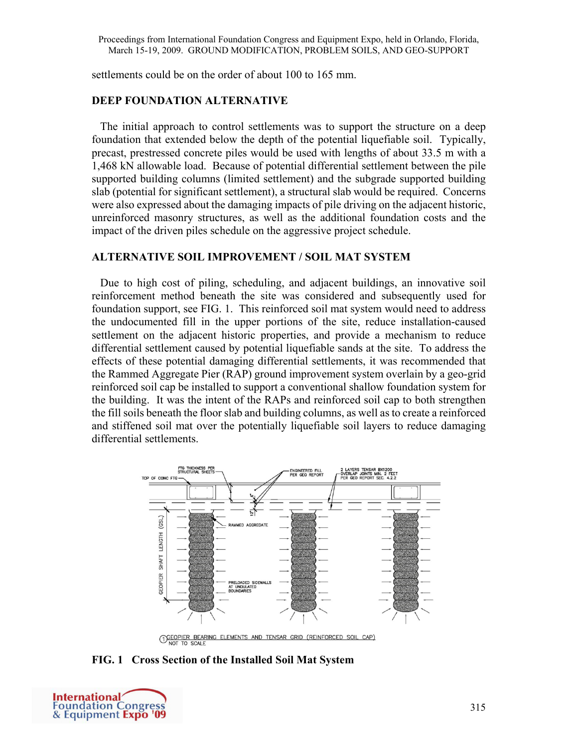settlements could be on the order of about 100 to 165 mm.

## DEEP FOUNDATION ALTERNATIVE

The initial approach to control settlements was to support the structure on a deep foundation that extended below the depth of the potential liquefiable soil. Typically, precast, prestressed concrete piles would be used with lengths of about 33.5 m with a 1,468 kN allowable load. Because of potential differential settlement between the pile supported building columns (limited settlement) and the subgrade supported building slab (potential for significant settlement), a structural slab would be required. Concerns were also expressed about the damaging impacts of pile driving on the adjacent historic, unreinforced masonry structures, as well as the additional foundation costs and the impact of the driven piles schedule on the aggressive project schedule.

## ALTERNATIVE SOIL IMPROVEMENT / SOIL MAT SYSTEM

Due to high cost of piling, scheduling, and adjacent buildings, an innovative soil reinforcement method beneath the site was considered and subsequently used for foundation support, see FIG. 1. This reinforced soil mat system would need to address the undocumented fill in the upper portions of the site, reduce installation-caused settlement on the adjacent historic properties, and provide a mechanism to reduce differential settlement caused by potential liquefiable sands at the site. To address the effects of these potential damaging differential settlements, it was recommended that the Rammed Aggregate Pier (RAP) ground improvement system overlain by a geo-grid reinforced soil cap be installed to support a conventional shallow foundation system for the building. It was the intent of the RAPs and reinforced soil cap to both strengthen the fill soils beneath the floor slab and building columns, as well as to create a reinforced and stiffened soil mat over the potentially liquefiable soil layers to reduce damaging differential settlements.

**FIG. 1 Cross Section of the Installed Soil Mat System**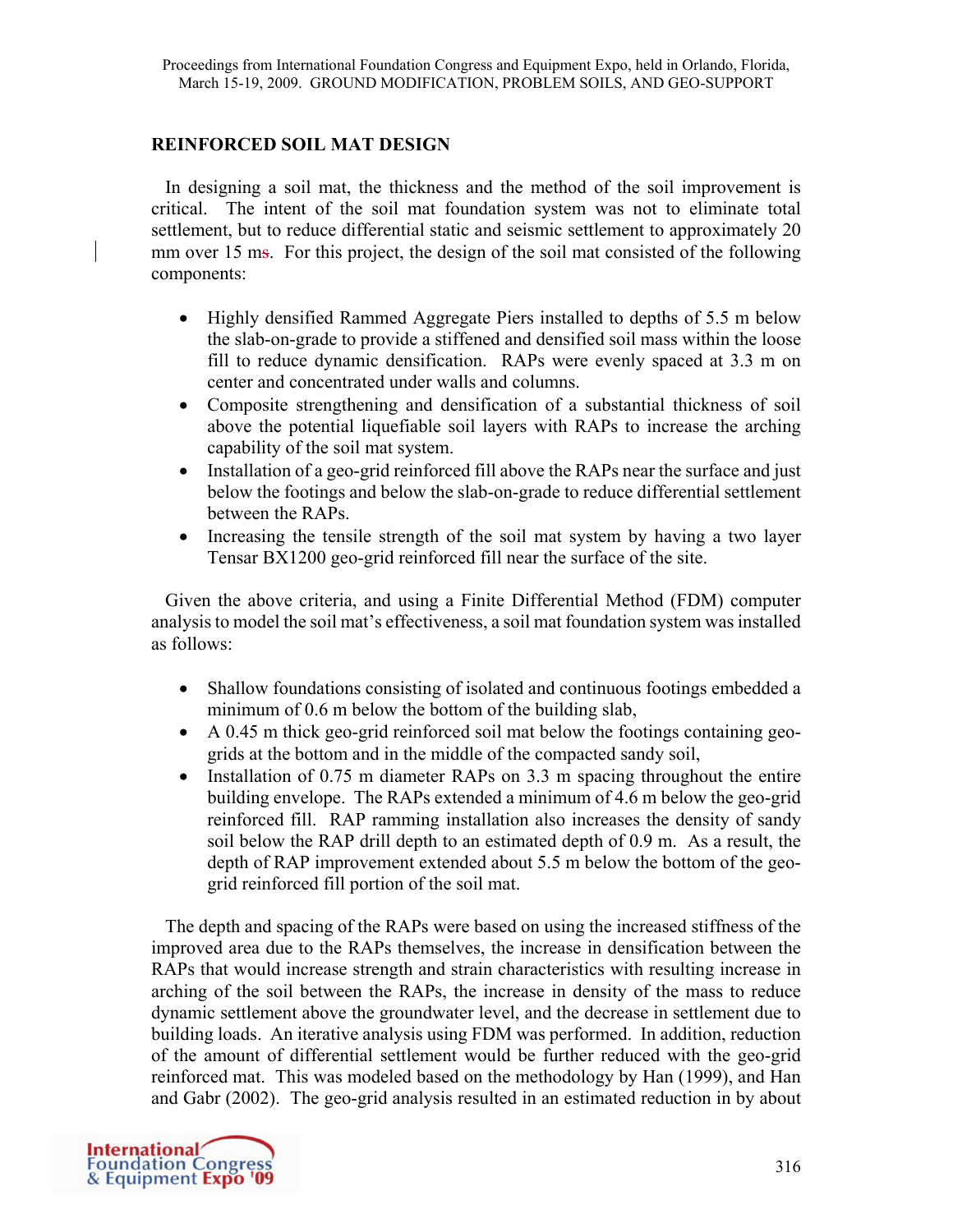## REINFORCED SOIL MAT DESIGN

In designing a soil mat, the thickness and the method of the soil improvement is critical. The intent of the soil mat foundation system was not to eliminate total settlement, but to reduce differential static and seismic settlement to approximately 20 mm over 15 ms. For this project, the design of the soil mat consisted of the following components:

- Highly densified Rammed Aggregate Piers installed to depths of 5.5 m below the slab-on-grade to provide a stiffened and densified soil mass within the loose fill to reduce dynamic densification. RAPs were evenly spaced at 3.3 m on center and concentrated under walls and columns.
- Composite strengthening and densification of a substantial thickness of soil above the potential liquefiable soil layers with RAPs to increase the arching capability of the soil mat system.
- Installation of a geo-grid reinforced fill above the RAPs near the surface and just below the footings and below the slab-on-grade to reduce differential settlement between the RAPs.
- Increasing the tensile strength of the soil mat system by having a two layer Tensar BX1200 geo-grid reinforced fill near the surface of the site.

Given the above criteria, and using a Finite Differential Method (FDM) computer analysis to model the soil mat's effectiveness, a soil mat foundation system was installed as follows:

- Shallow foundations consisting of isolated and continuous footings embedded a minimum of 0.6 m below the bottom of the building slab,
- A 0.45 m thick geo-grid reinforced soil mat below the footings containing geo-grids at the bottom and in the middle of the compacted sandy soil,
- Installation of 0.75 m diameter RAPs on 3.3 m spacing throughout the entire building envelope. The RAPs extended a minimum of 4.6 m below the geo-grid reinforced fill. RAP ramming installation also increases the density of sandy soil below the RAP drill depth to an estimated depth of 0.9 m. As a result, the depth of RAP improvement extended about 5.5 m below the bottom of the geo-grid reinforced fill portion of the soil mat.

The depth and spacing of the RAPs were based on using the increased stiffness of the improved area due to the RAPs themselves, the increase in densification between the RAPs that would increase strength and strain characteristics with resulting increase in arching of the soil between the RAPs, the increase in density of the mass to reduce dynamic settlement above the groundwater level, and the decrease in settlement due to building loads. An iterative analysis using FDM was performed. In addition, reduction of the amount of differential settlement would be further reduced with the geo-grid reinforced mat. This was modeled based on the methodology by Han (1999), and Han and Gabr (2002). The geo-grid analysis resulted in an estimated reduction in by about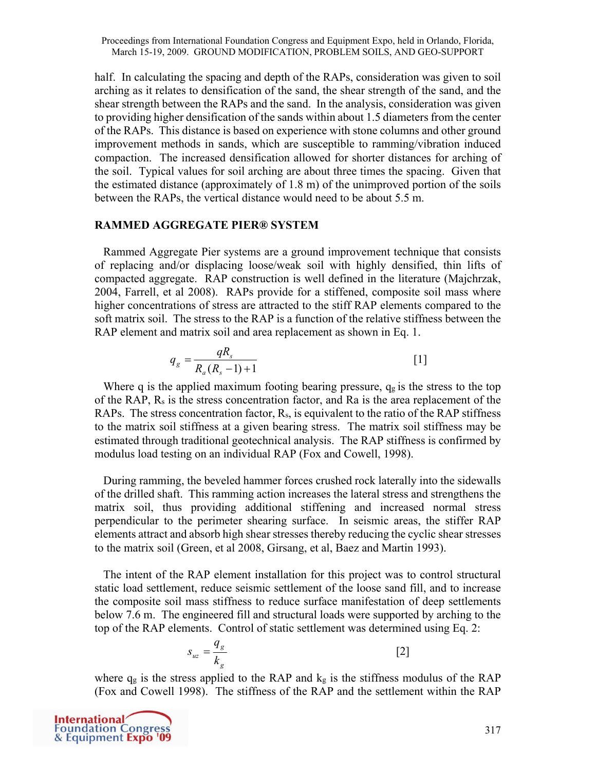half. In calculating the spacing and depth of the RAPs, consideration was given to soil arching as it relates to densification of the sand, the shear strength of the sand, and the shear strength between the RAPs and the sand. In the analysis, consideration was given to providing higher densification of the sands within about 1.5 diameters from the center of the RAPs. This distance is based on experience with stone columns and other ground improvement methods in sands, which are susceptible to ramming/vibration induced compaction. The increased densification allowed for shorter distances for arching of the soil. Typical values for soil arching are about three times the spacing. Given that the estimated distance (approximately of 1.8 m) of the unimproved portion of the soils between the RAPs, the vertical distance would need to be about 5.5 m.

## RAMMED AGGREGATE PIER® SYSTEM

Rammed Aggregate Pier systems are a ground improvement technique that consists of replacing and/or displacing loose/weak soil with highly densified, thin lifts of compacted aggregate. RAP construction is well defined in the literature (Majchrzak, 2004, Farrell, et al 2008). RAPs provide for a stiffened, composite soil mass where higher concentrations of stress are attracted to the stiff RAP elements compared to the soft matrix soil. The stress to the RAP is a function of the relative stiffness between the RAP element and matrix soil and area replacement as shown in Eq. 1.

$$q_g = \frac{qR_s}{R_a(R_s - 1) + 1} \qquad [1]$$

Where q is the applied maximum footing bearing pressure, $q_g$ is the stress to the top of the RAP, $R_s$ is the stress concentration factor, and Ra is the area replacement of the RAPs. The stress concentration factor, $R_s$, is equivalent to the ratio of the RAP stiffness to the matrix soil stiffness at a given bearing stress. The matrix soil stiffness may be estimated through traditional geotechnical analysis. The RAP stiffness is confirmed by modulus load testing on an individual RAP (Fox and Cowell, 1998).

During ramming, the beveled hammer forces crushed rock laterally into the sidewalls of the drilled shaft. This ramming action increases the lateral stress and strengthens the matrix soil, thus providing additional stiffening and increased normal stress perpendicular to the perimeter shearing surface. In seismic areas, the stiffer RAP elements attract and absorb high shear stresses thereby reducing the cyclic shear stresses to the matrix soil (Green, et al 2008, Girsang, et al, Baez and Martin 1993).

The intent of the RAP element installation for this project was to control structural static load settlement, reduce seismic settlement of the loose sand fill, and to increase the composite soil mass stiffness to reduce surface manifestation of deep settlements below 7.6 m. The engineered fill and structural loads were supported by arching to the top of the RAP elements. Control of static settlement was determined using Eq. 2:

$$s_{uz} = \frac{q_g}{k_g} \qquad [2]$$

where $q_g$ is the stress applied to the RAP and $k_g$ is the stiffness modulus of the RAP (Fox and Cowell 1998). The stiffness of the RAP and the settlement within the RAP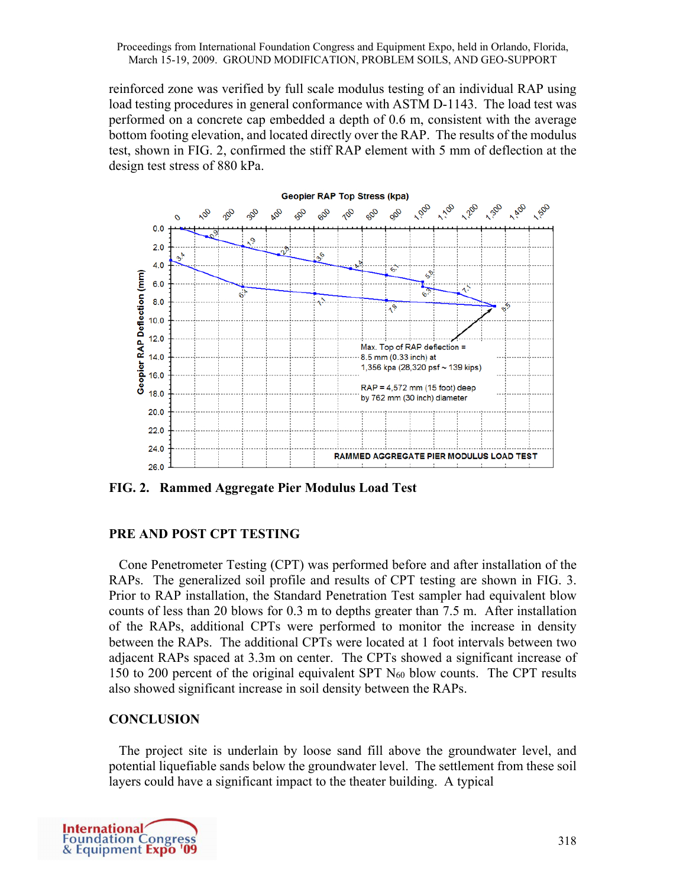reinforced zone was verified by full scale modulus testing of an individual RAP using load testing procedures in general conformance with ASTM D-1143. The load test was performed on a concrete cap embedded a depth of 0.6 m, consistent with the average bottom footing elevation, and located directly over the RAP. The results of the modulus test, shown in FIG. 2, confirmed the stiff RAP element with 5 mm of deflection at the design test stress of 880 kPa.

**FIG. 2. Rammed Aggregate Pier Modulus Load Test**

## PRE AND POST CPT TESTING

Cone Penetrometer Testing (CPT) was performed before and after installation of the RAPs. The generalized soil profile and results of CPT testing are shown in FIG. 3. Prior to RAP installation, the Standard Penetration Test sampler had equivalent blow counts of less than 20 blows for 0.3 m to depths greater than 7.5 m. After installation of the RAPs, additional CPTs were performed to monitor the increase in density between the RAPs. The additional CPTs were located at 1 foot intervals between two adjacent RAPs spaced at 3.3m on center. The CPTs showed a significant increase of 150 to 200 percent of the original equivalent SPT $N_{60}$ blow counts. The CPT results also showed significant increase in soil density between the RAPs.

## CONCLUSION

The project site is underlain by loose sand fill above the groundwater level, and potential liquefiable sands below the groundwater level. The settlement from these soil layers could have a significant impact to the theater building. A typical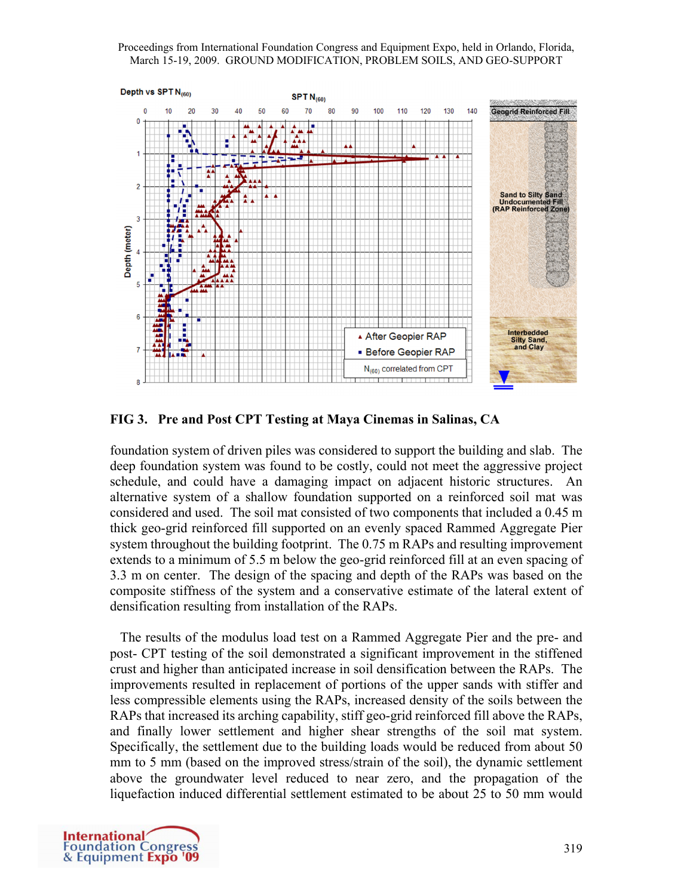**FIG 3. Pre and Post CPT Testing at Maya Cinemas in Salinas, CA**

foundation system of driven piles was considered to support the building and slab. The deep foundation system was found to be costly, could not meet the aggressive project schedule, and could have a damaging impact on adjacent historic structures. An alternative system of a shallow foundation supported on a reinforced soil mat was considered and used. The soil mat consisted of two components that included a 0.45 m thick geo-grid reinforced fill supported on an evenly spaced Rammed Aggregate Pier system throughout the building footprint. The 0.75 m RAPs and resulting improvement extends to a minimum of 5.5 m below the geo-grid reinforced fill at an even spacing of 3.3 m on center. The design of the spacing and depth of the RAPs was based on the composite stiffness of the system and a conservative estimate of the lateral extent of densification resulting from installation of the RAPs.

The results of the modulus load test on a Rammed Aggregate Pier and the pre- and post- CPT testing of the soil demonstrated a significant improvement in the stiffened crust and higher than anticipated increase in soil densification between the RAPs. The improvements resulted in replacement of portions of the upper sands with stiffer and less compressible elements using the RAPs, increased density of the soils between the RAPs that increased its arching capability, stiff geo-grid reinforced fill above the RAPs, and finally lower settlement and higher shear strengths of the soil mat system. Specifically, the settlement due to the building loads would be reduced from about 50 mm to 5 mm (based on the improved stress/strain of the soil), the dynamic settlement above the groundwater level reduced to near zero, and the propagation of the liquefaction induced differential settlement estimated to be about 25 to 50 mm would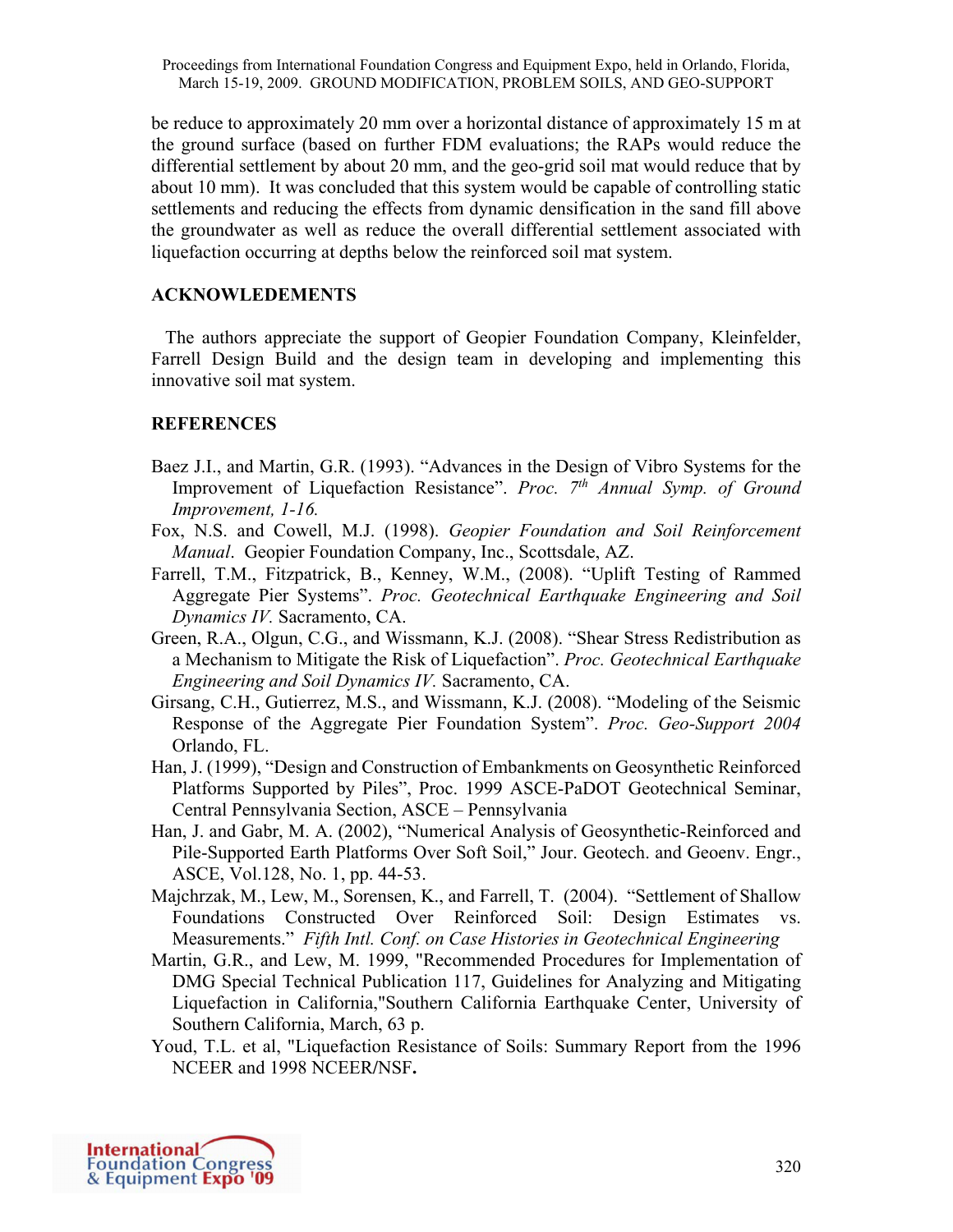be reduce to approximately 20 mm over a horizontal distance of approximately 15 m at the ground surface (based on further FDM evaluations; the RAPs would reduce the differential settlement by about 20 mm, and the geo-grid soil mat would reduce that by about 10 mm). It was concluded that this system would be capable of controlling static settlements and reducing the effects from dynamic densification in the sand fill above the groundwater as well as reduce the overall differential settlement associated with liquefaction occurring at depths below the reinforced soil mat system.

## ACKNOWLEDEMENTS

The authors appreciate the support of Geopier Foundation Company, Kleinfelder, Farrell Design Build and the design team in developing and implementing this innovative soil mat system.

## REFERENCES

Baez J.I., and Martin, G.R. (1993). "Advances in the Design of Vibro Systems for the Improvement of Liquefaction Resistance". *Proc. 7th Annual Symp. of Ground Improvement, 1-16.*

Fox, N.S. and Cowell, M.J. (1998). *Geopier Foundation and Soil Reinforcement Manual*. Geopier Foundation Company, Inc., Scottsdale, AZ.

Farrell, T.M., Fitzpatrick, B., Kenney, W.M., (2008). "Uplift Testing of Rammed Aggregate Pier Systems". *Proc. Geotechnical Earthquake Engineering and Soil Dynamics IV.* Sacramento, CA.

Green, R.A., Olgun, C.G., and Wissmann, K.J. (2008). "Shear Stress Redistribution as a Mechanism to Mitigate the Risk of Liquefaction". *Proc. Geotechnical Earthquake Engineering and Soil Dynamics IV.* Sacramento, CA.

Girsang, C.H., Gutierrez, M.S., and Wissmann, K.J. (2008). "Modeling of the Seismic Response of the Aggregate Pier Foundation System". *Proc. Geo-Support 2004* Orlando, FL.

Han, J. (1999), "Design and Construction of Embankments on Geosynthetic Reinforced Platforms Supported by Piles", Proc. 1999 ASCE-PaDOT Geotechnical Seminar, Central Pennsylvania Section, ASCE – Pennsylvania

Han, J. and Gabr, M. A. (2002), "Numerical Analysis of Geosynthetic-Reinforced and Pile-Supported Earth Platforms Over Soft Soil," Jour. Geotech. and Geoenv. Engr., ASCE, Vol.128, No. 1, pp. 44-53.

Majchrzak, M., Lew, M., Sorensen, K., and Farrell, T. (2004). "Settlement of Shallow Foundations Constructed Over Reinforced Soil: Design Estimates vs. Measurements." *Fifth Intl. Conf. on Case Histories in Geotechnical Engineering*

Martin, G.R., and Lew, M. 1999, "Recommended Procedures for Implementation of DMG Special Technical Publication 117, Guidelines for Analyzing and Mitigating Liquefaction in California,"Southern California Earthquake Center, University of Southern California, March, 63 p.

Youd, T.L. et al, "Liquefaction Resistance of Soils: Summary Report from the 1996 NCEER and 1998 NCEER/NSF**.**